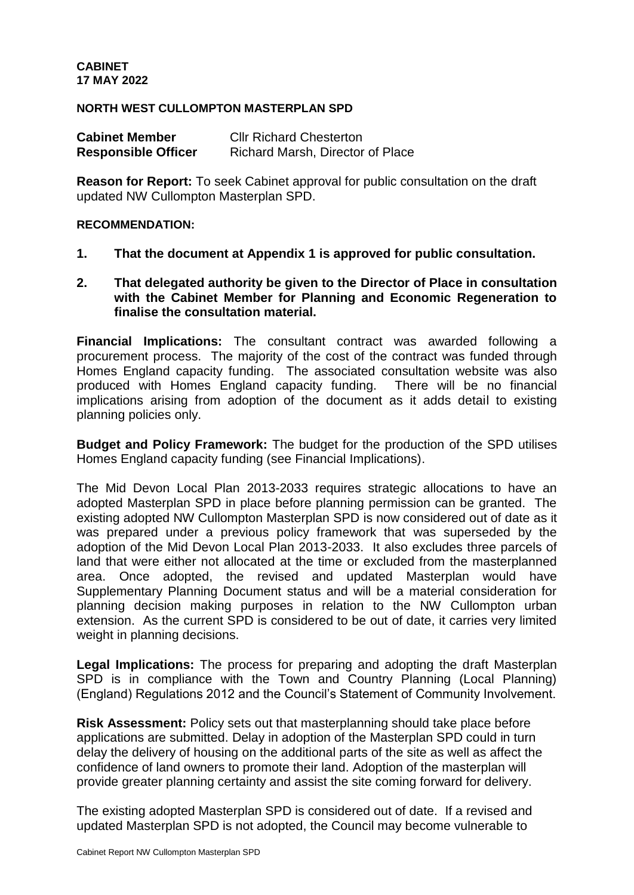**CABINET**
**17 MAY 2022**

**NORTH WEST CULLOMPTON MASTERPLAN SPD**

| | |
|---|---|
| **Cabinet Member** | Cllr Richard Chesterton |
| **Responsible Officer** | Richard Marsh, Director of Place |

**Reason for Report:** To seek Cabinet approval for public consultation on the draft updated NW Cullompton Masterplan SPD.

**RECOMMENDATION:**

1. **That the document at Appendix 1 is approved for public consultation.**

2. **That delegated authority be given to the Director of Place in consultation with the Cabinet Member for Planning and Economic Regeneration to finalise the consultation material.**

**Financial Implications:** The consultant contract was awarded following a procurement process. The majority of the cost of the contract was funded through Homes England capacity funding. The associated consultation website was also produced with Homes England capacity funding. There will be no financial implications arising from adoption of the document as it adds detail to existing planning policies only.

**Budget and Policy Framework:** The budget for the production of the SPD utilises Homes England capacity funding (see Financial Implications).

The Mid Devon Local Plan 2013-2033 requires strategic allocations to have an adopted Masterplan SPD in place before planning permission can be granted. The existing adopted NW Cullompton Masterplan SPD is now considered out of date as it was prepared under a previous policy framework that was superseded by the adoption of the Mid Devon Local Plan 2013-2033. It also excludes three parcels of land that were either not allocated at the time or excluded from the masterplanned area. Once adopted, the revised and updated Masterplan would have Supplementary Planning Document status and will be a material consideration for planning decision making purposes in relation to the NW Cullompton urban extension. As the current SPD is considered to be out of date, it carries very limited weight in planning decisions.

**Legal Implications:** The process for preparing and adopting the draft Masterplan SPD is in compliance with the Town and Country Planning (Local Planning) (England) Regulations 2012 and the Council's Statement of Community Involvement.

**Risk Assessment:** Policy sets out that masterplanning should take place before applications are submitted. Delay in adoption of the Masterplan SPD could in turn delay the delivery of housing on the additional parts of the site as well as affect the confidence of land owners to promote their land. Adoption of the masterplan will provide greater planning certainty and assist the site coming forward for delivery.

The existing adopted Masterplan SPD is considered out of date. If a revised and updated Masterplan SPD is not adopted, the Council may become vulnerable to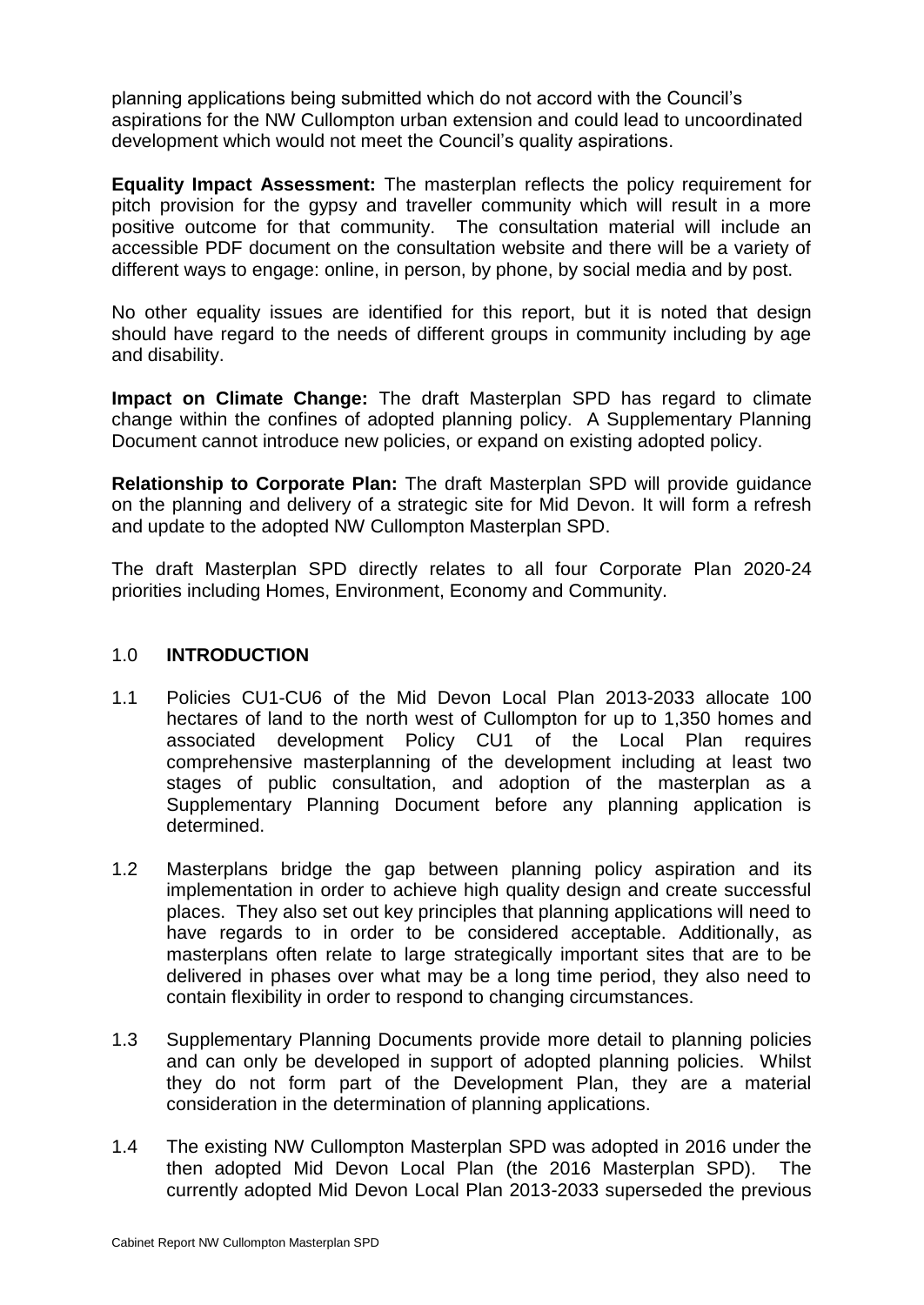planning applications being submitted which do not accord with the Council's aspirations for the NW Cullompton urban extension and could lead to uncoordinated development which would not meet the Council's quality aspirations.

**Equality Impact Assessment:** The masterplan reflects the policy requirement for pitch provision for the gypsy and traveller community which will result in a more positive outcome for that community. The consultation material will include an accessible PDF document on the consultation website and there will be a variety of different ways to engage: online, in person, by phone, by social media and by post.

No other equality issues are identified for this report, but it is noted that design should have regard to the needs of different groups in community including by age and disability.

**Impact on Climate Change:** The draft Masterplan SPD has regard to climate change within the confines of adopted planning policy. A Supplementary Planning Document cannot introduce new policies, or expand on existing adopted policy.

**Relationship to Corporate Plan:** The draft Masterplan SPD will provide guidance on the planning and delivery of a strategic site for Mid Devon. It will form a refresh and update to the adopted NW Cullompton Masterplan SPD.

The draft Masterplan SPD directly relates to all four Corporate Plan 2020-24 priorities including Homes, Environment, Economy and Community.

## 1.0 INTRODUCTION

1.1 Policies CU1-CU6 of the Mid Devon Local Plan 2013-2033 allocate 100 hectares of land to the north west of Cullompton for up to 1,350 homes and associated development Policy CU1 of the Local Plan requires comprehensive masterplanning of the development including at least two stages of public consultation, and adoption of the masterplan as a Supplementary Planning Document before any planning application is determined.

1.2 Masterplans bridge the gap between planning policy aspiration and its implementation in order to achieve high quality design and create successful places. They also set out key principles that planning applications will need to have regards to in order to be considered acceptable. Additionally, as masterplans often relate to large strategically important sites that are to be delivered in phases over what may be a long time period, they also need to contain flexibility in order to respond to changing circumstances.

1.3 Supplementary Planning Documents provide more detail to planning policies and can only be developed in support of adopted planning policies. Whilst they do not form part of the Development Plan, they are a material consideration in the determination of planning applications.

1.4 The existing NW Cullompton Masterplan SPD was adopted in 2016 under the then adopted Mid Devon Local Plan (the 2016 Masterplan SPD). The currently adopted Mid Devon Local Plan 2013-2033 superseded the previous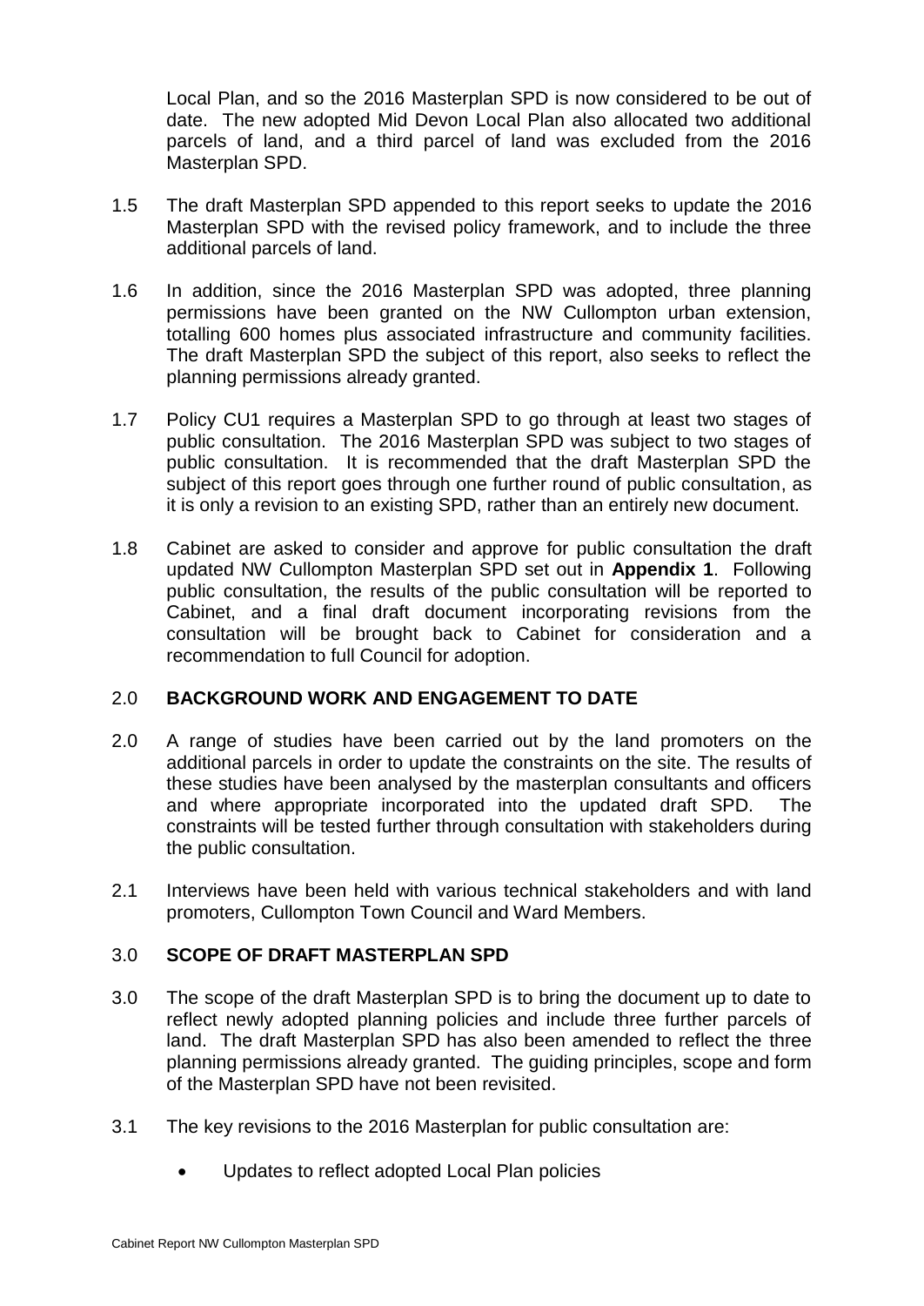Local Plan, and so the 2016 Masterplan SPD is now considered to be out of date. The new adopted Mid Devon Local Plan also allocated two additional parcels of land, and a third parcel of land was excluded from the 2016 Masterplan SPD.

1.5 The draft Masterplan SPD appended to this report seeks to update the 2016 Masterplan SPD with the revised policy framework, and to include the three additional parcels of land.

1.6 In addition, since the 2016 Masterplan SPD was adopted, three planning permissions have been granted on the NW Cullompton urban extension, totalling 600 homes plus associated infrastructure and community facilities. The draft Masterplan SPD the subject of this report, also seeks to reflect the planning permissions already granted.

1.7 Policy CU1 requires a Masterplan SPD to go through at least two stages of public consultation. The 2016 Masterplan SPD was subject to two stages of public consultation. It is recommended that the draft Masterplan SPD the subject of this report goes through one further round of public consultation, as it is only a revision to an existing SPD, rather than an entirely new document.

1.8 Cabinet are asked to consider and approve for public consultation the draft updated NW Cullompton Masterplan SPD set out in **Appendix 1**. Following public consultation, the results of the public consultation will be reported to Cabinet, and a final draft document incorporating revisions from the consultation will be brought back to Cabinet for consideration and a recommendation to full Council for adoption.

## 2.0 BACKGROUND WORK AND ENGAGEMENT TO DATE

2.0 A range of studies have been carried out by the land promoters on the additional parcels in order to update the constraints on the site. The results of these studies have been analysed by the masterplan consultants and officers and where appropriate incorporated into the updated draft SPD. The constraints will be tested further through consultation with stakeholders during the public consultation.

2.1 Interviews have been held with various technical stakeholders and with land promoters, Cullompton Town Council and Ward Members.

## 3.0 SCOPE OF DRAFT MASTERPLAN SPD

3.0 The scope of the draft Masterplan SPD is to bring the document up to date to reflect newly adopted planning policies and include three further parcels of land. The draft Masterplan SPD has also been amended to reflect the three planning permissions already granted. The guiding principles, scope and form of the Masterplan SPD have not been revisited.

3.1 The key revisions to the 2016 Masterplan for public consultation are:

- Updates to reflect adopted Local Plan policies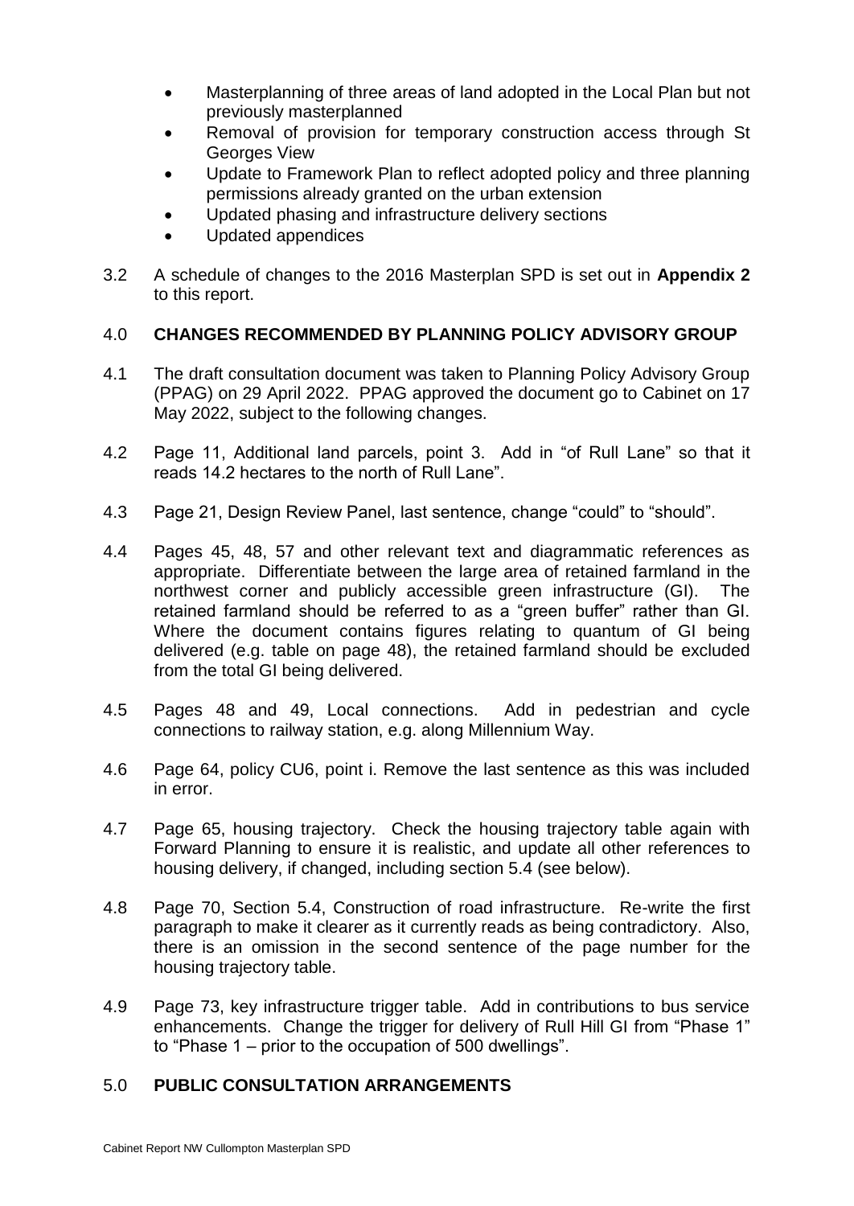- Masterplanning of three areas of land adopted in the Local Plan but not previously masterplanned
- Removal of provision for temporary construction access through St Georges View
- Update to Framework Plan to reflect adopted policy and three planning permissions already granted on the urban extension
- Updated phasing and infrastructure delivery sections
- Updated appendices

3.2 A schedule of changes to the 2016 Masterplan SPD is set out in **Appendix 2** to this report.

## 4.0 CHANGES RECOMMENDED BY PLANNING POLICY ADVISORY GROUP

4.1 The draft consultation document was taken to Planning Policy Advisory Group (PPAG) on 29 April 2022. PPAG approved the document go to Cabinet on 17 May 2022, subject to the following changes.

4.2 Page 11, Additional land parcels, point 3. Add in "of Rull Lane" so that it reads 14.2 hectares to the north of Rull Lane".

4.3 Page 21, Design Review Panel, last sentence, change "could" to "should".

4.4 Pages 45, 48, 57 and other relevant text and diagrammatic references as appropriate. Differentiate between the large area of retained farmland in the northwest corner and publicly accessible green infrastructure (GI). The retained farmland should be referred to as a "green buffer" rather than GI. Where the document contains figures relating to quantum of GI being delivered (e.g. table on page 48), the retained farmland should be excluded from the total GI being delivered.

4.5 Pages 48 and 49, Local connections. Add in pedestrian and cycle connections to railway station, e.g. along Millennium Way.

4.6 Page 64, policy CU6, point i. Remove the last sentence as this was included in error.

4.7 Page 65, housing trajectory. Check the housing trajectory table again with Forward Planning to ensure it is realistic, and update all other references to housing delivery, if changed, including section 5.4 (see below).

4.8 Page 70, Section 5.4, Construction of road infrastructure. Re-write the first paragraph to make it clearer as it currently reads as being contradictory. Also, there is an omission in the second sentence of the page number for the housing trajectory table.

4.9 Page 73, key infrastructure trigger table. Add in contributions to bus service enhancements. Change the trigger for delivery of Rull Hill GI from "Phase 1" to "Phase 1 – prior to the occupation of 500 dwellings".

## 5.0 PUBLIC CONSULTATION ARRANGEMENTS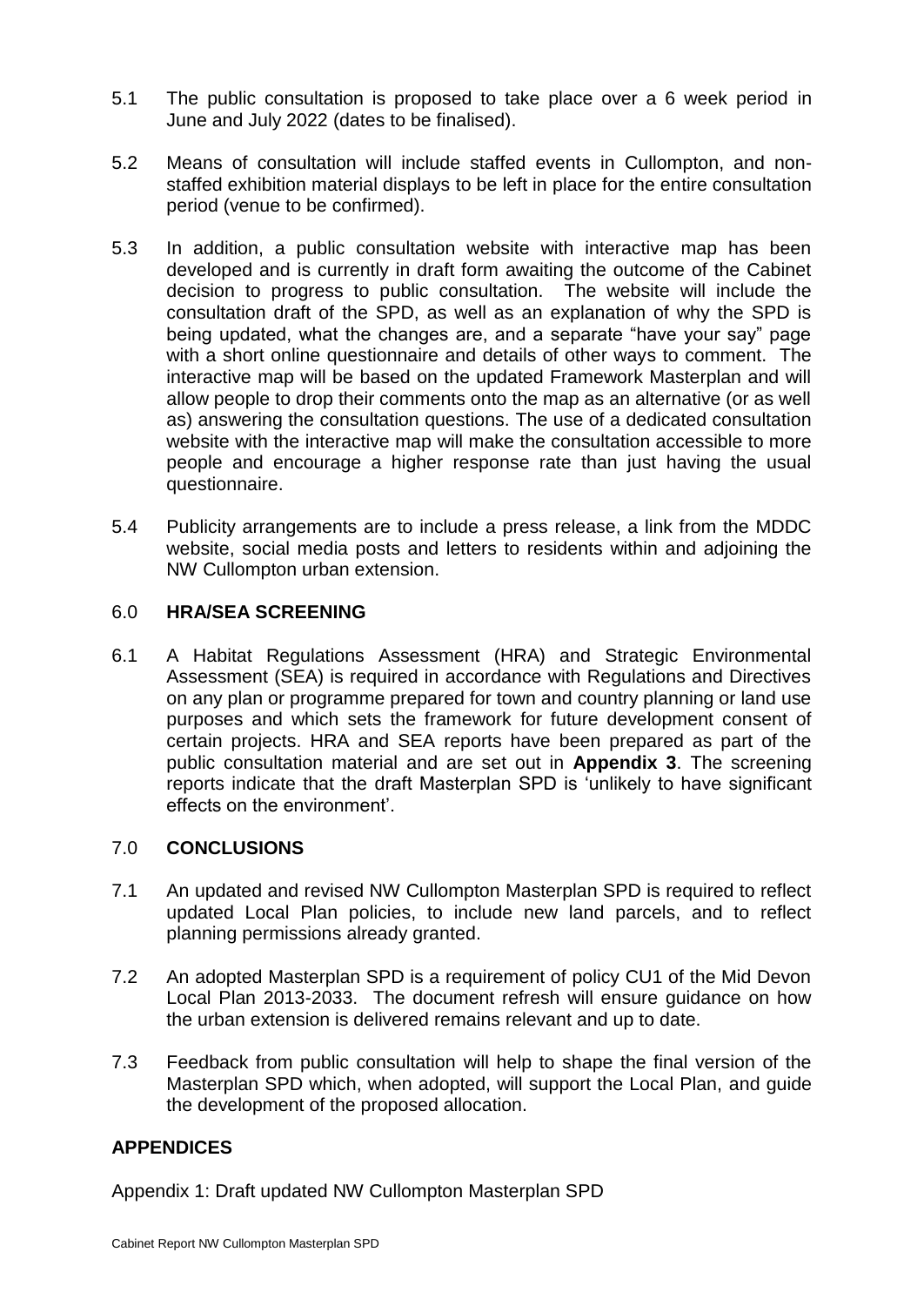5.1 The public consultation is proposed to take place over a 6 week period in June and July 2022 (dates to be finalised).

5.2 Means of consultation will include staffed events in Cullompton, and non-staffed exhibition material displays to be left in place for the entire consultation period (venue to be confirmed).

5.3 In addition, a public consultation website with interactive map has been developed and is currently in draft form awaiting the outcome of the Cabinet decision to progress to public consultation. The website will include the consultation draft of the SPD, as well as an explanation of why the SPD is being updated, what the changes are, and a separate "have your say" page with a short online questionnaire and details of other ways to comment. The interactive map will be based on the updated Framework Masterplan and will allow people to drop their comments onto the map as an alternative (or as well as) answering the consultation questions. The use of a dedicated consultation website with the interactive map will make the consultation accessible to more people and encourage a higher response rate than just having the usual questionnaire.

5.4 Publicity arrangements are to include a press release, a link from the MDDC website, social media posts and letters to residents within and adjoining the NW Cullompton urban extension.

## 6.0 HRA/SEA SCREENING

6.1 A Habitat Regulations Assessment (HRA) and Strategic Environmental Assessment (SEA) is required in accordance with Regulations and Directives on any plan or programme prepared for town and country planning or land use purposes and which sets the framework for future development consent of certain projects. HRA and SEA reports have been prepared as part of the public consultation material and are set out in **Appendix 3**. The screening reports indicate that the draft Masterplan SPD is 'unlikely to have significant effects on the environment'.

## 7.0 CONCLUSIONS

7.1 An updated and revised NW Cullompton Masterplan SPD is required to reflect updated Local Plan policies, to include new land parcels, and to reflect planning permissions already granted.

7.2 An adopted Masterplan SPD is a requirement of policy CU1 of the Mid Devon Local Plan 2013-2033. The document refresh will ensure guidance on how the urban extension is delivered remains relevant and up to date.

7.3 Feedback from public consultation will help to shape the final version of the Masterplan SPD which, when adopted, will support the Local Plan, and guide the development of the proposed allocation.

## APPENDICES

Appendix 1: Draft updated NW Cullompton Masterplan SPD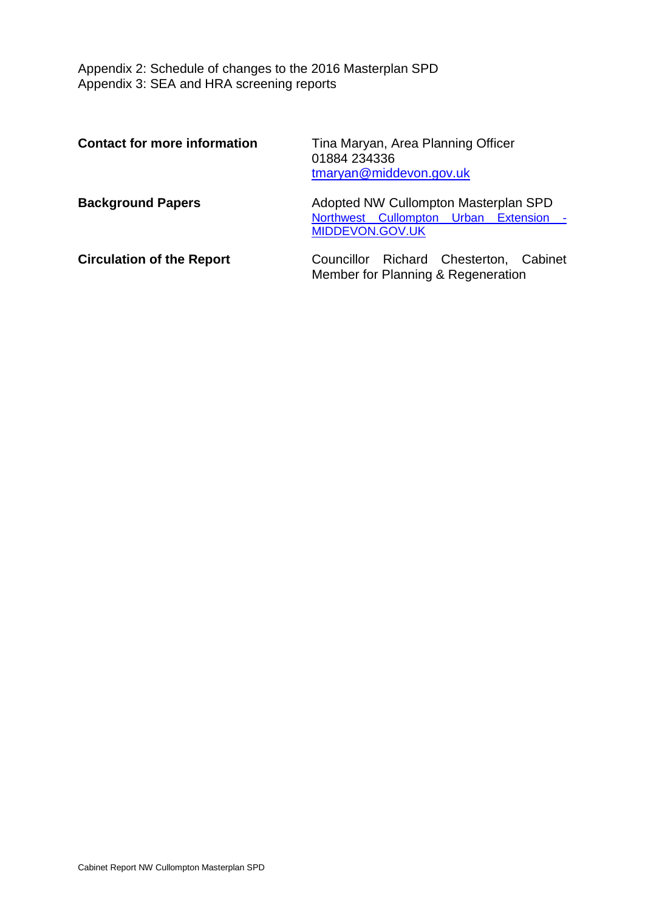Appendix 2: Schedule of changes to the 2016 Masterplan SPD
Appendix 3: SEA and HRA screening reports

| | |
|---|---|
| **Contact for more information** | Tina Maryan, Area Planning Officer<br>01884 234336<br>tmaryan@middevon.gov.uk |
| **Background Papers** | Adopted NW Cullompton Masterplan SPD<br>Northwest Cullompton Urban Extension - MIDDEVON.GOV.UK |
| **Circulation of the Report** | Councillor Richard Chesterton, Cabinet Member for Planning & Regeneration |